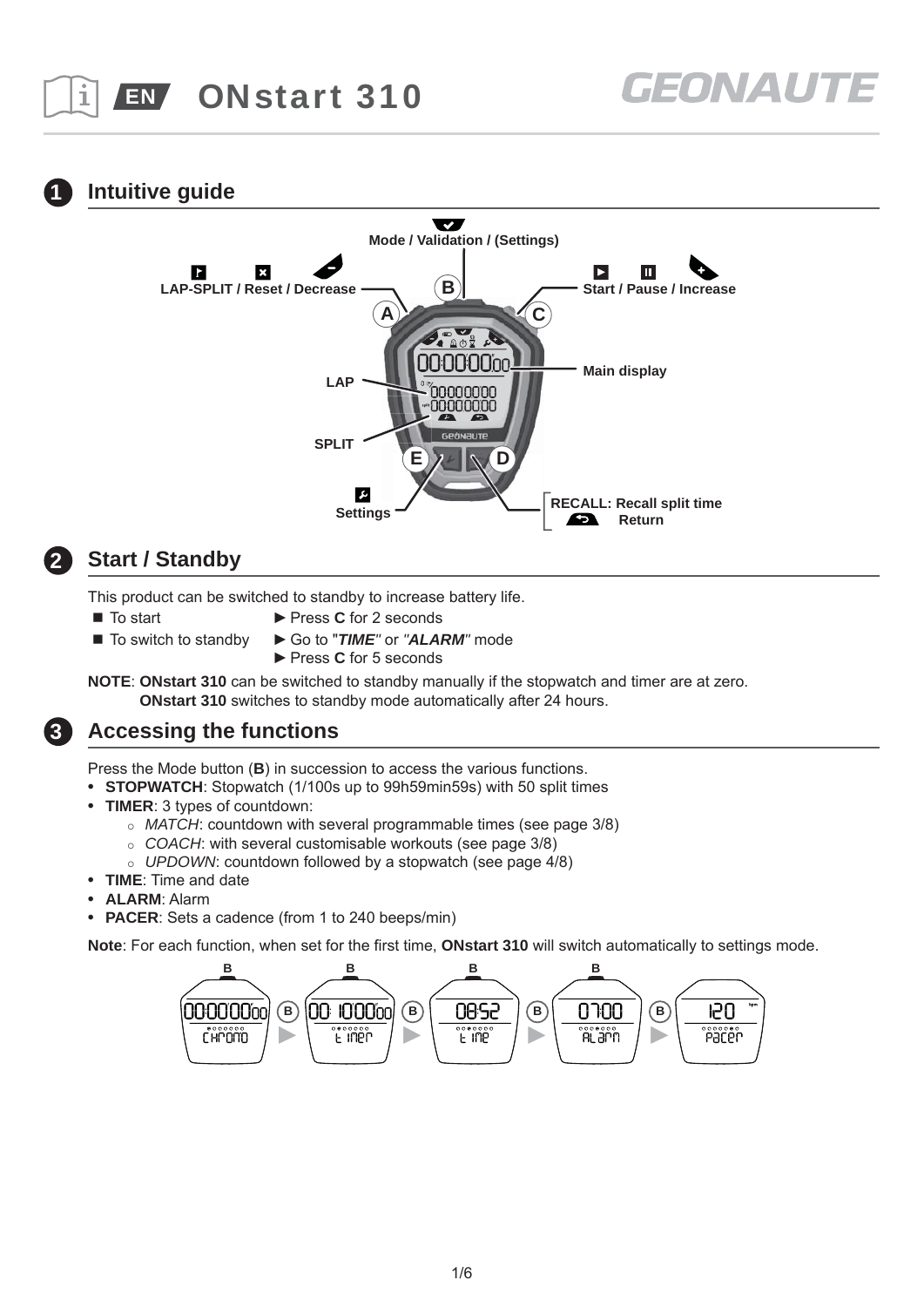# ONstart 310

GEONAUTE

## 1 Intuitive guide

Mode / Validation / (Settings)

LAP-SPLIT / Reset / Decrease

Start / Pause / Increase

Main display

LAP

SPLIT

Settings

RECALL: Recall split time

Return

## 2 Start / Standby

This product can be switched to standby to increase battery life.

- To start ► Press **C** for 2 seconds
- To switch to standby ► Go to "***TIME***" or "***ALARM***" mode
  ► Press **C** for 5 seconds

**NOTE**: **ONstart 310** can be switched to standby manually if the stopwatch and timer are at zero.
**ONstart 310** switches to standby mode automatically after 24 hours.

## 3 Accessing the functions

Press the Mode button (**B**) in succession to access the various functions.

- **STOPWATCH**: Stopwatch (1/100s up to 99h59min59s) with 50 split times
- **TIMER**: 3 types of countdown:
  - *MATCH*: countdown with several programmable times (see page 3/8)
  - *COACH*: with several customisable workouts (see page 3/8)
  - *UPDOWN*: countdown followed by a stopwatch (see page 4/8)
- **TIME**: Time and date
- **ALARM**: Alarm
- **PACER**: Sets a cadence (from 1 to 240 beeps/min)

**Note**: For each function, when set for the first time, **ONstart 310** will switch automatically to settings mode.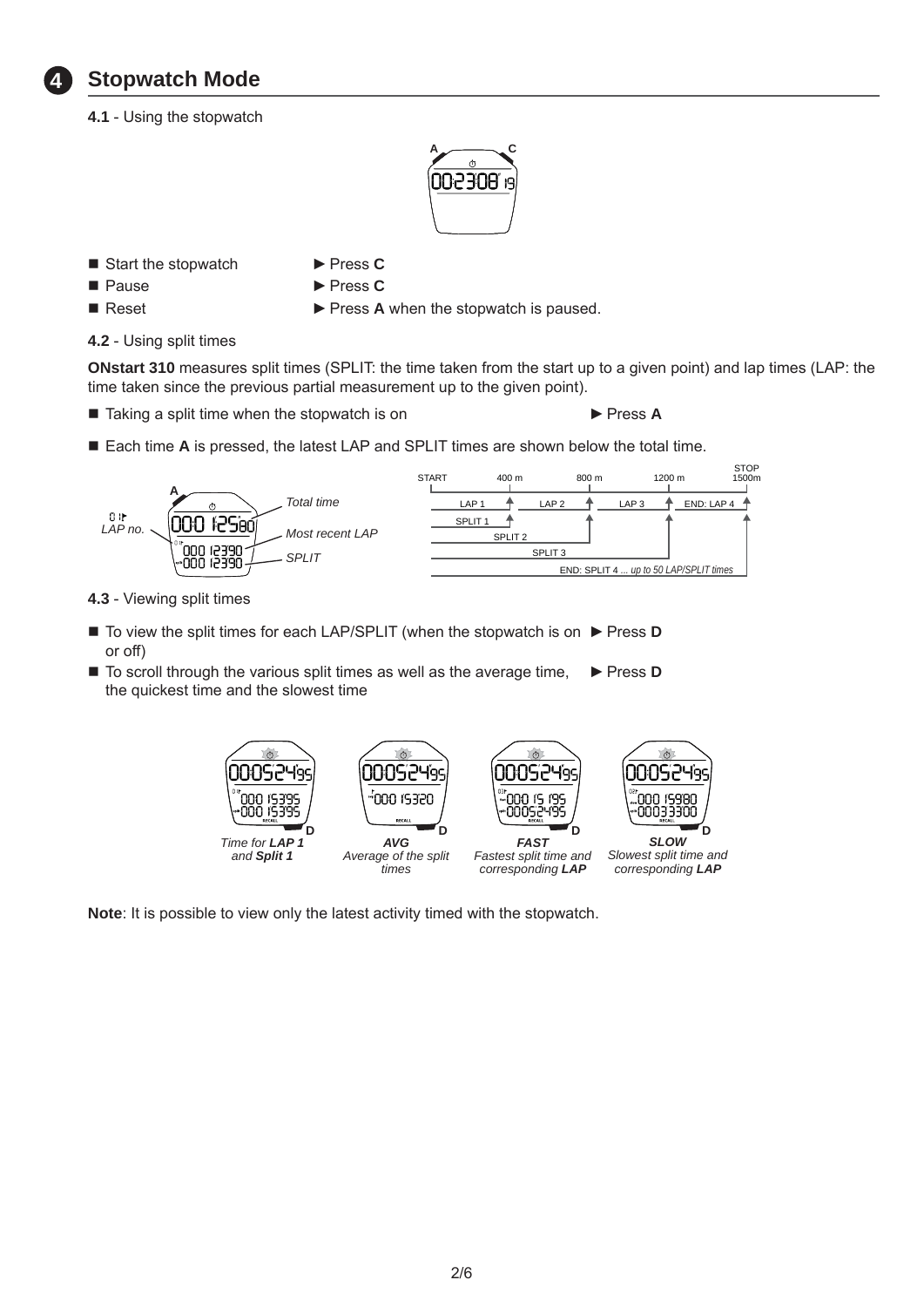## 4 Stopwatch Mode

**4.1** - Using the stopwatch

| | |
|---|---|
| Start the stopwatch | ► Press **C** |
| Pause | ► Press **C** |
| Reset | ► Press **A** when the stopwatch is paused. |

**4.2** - Using split times

**ONstart 310** measures split times (SPLIT: the time taken from the start up to a given point) and lap times (LAP: the time taken since the previous partial measurement up to the given point).

- Taking a split time when the stopwatch is on ► Press **A**
- Each time **A** is pressed, the latest LAP and SPLIT times are shown below the total time.

*LAP no.* *Total time* *Most recent LAP* *SPLIT*

START 400 m 800 m 1200 m STOP 1500m
LAP 1 LAP 2 LAP 3 END: LAP 4
SPLIT 1 SPLIT 2 SPLIT 3 END: SPLIT 4 ... *up to 50 LAP/SPLIT times*

**4.3** - Viewing split times

- To view the split times for each LAP/SPLIT (when the stopwatch is on or off) ► Press **D**
- To scroll through the various split times as well as the average time, the quickest time and the slowest time ► Press **D**

*Time for **LAP 1** and **Split 1*** | ***AVG** Average of the split times* | ***FAST** Fastest split time and corresponding **LAP*** | ***SLOW** Slowest split time and corresponding **LAP***

**Note**: It is possible to view only the latest activity timed with the stopwatch.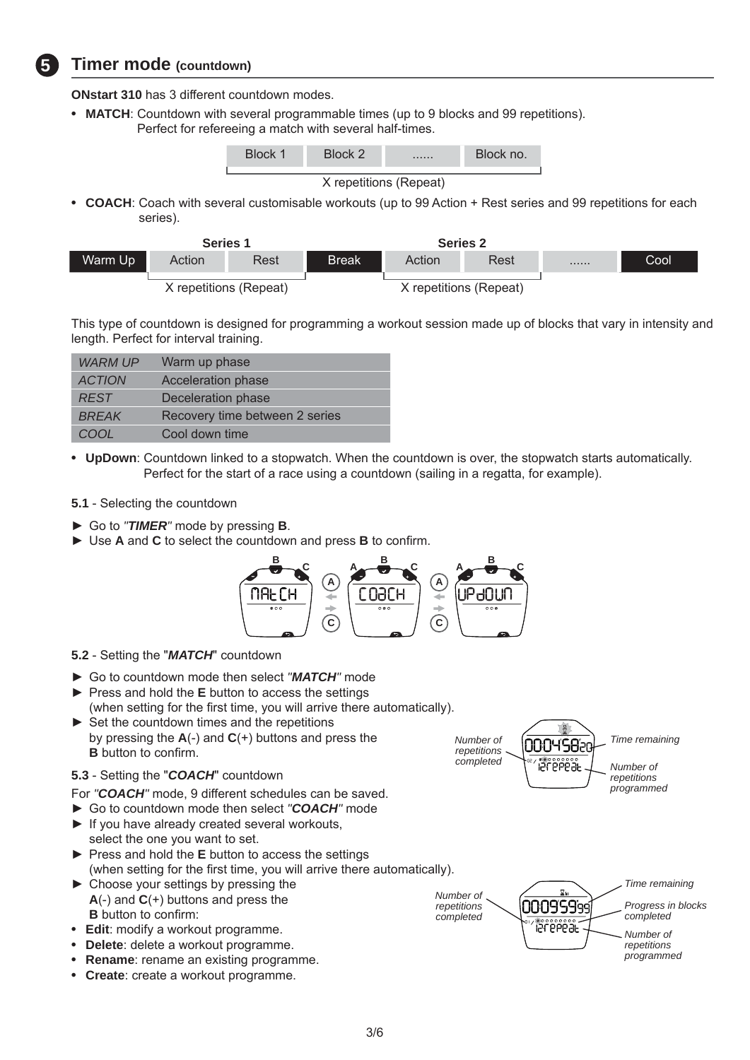## 5 Timer mode (countdown)

**ONstart 310** has 3 different countdown modes.

- **MATCH**: Countdown with several programmable times (up to 9 blocks and 99 repetitions). Perfect for refereeing a match with several half-times.

| Block 1 | Block 2 | ...... | Block no. |
|---|---|---|---|

X repetitions (Repeat)

- **COACH**: Coach with several customisable workouts (up to 99 Action + Rest series and 99 repetitions for each series).

| | Series 1 | | | Series 2 | | | |
|---|---|---|---|---|---|---|---|
| Warm Up | Action | Rest | Break | Action | Rest | ...... | Cool |
| | X repetitions (Repeat) | | | X repetitions (Repeat) | | | |

This type of countdown is designed for programming a workout session made up of blocks that vary in intensity and length. Perfect for interval training.

| | |
|---|---|
| *WARM UP* | Warm up phase |
| *ACTION* | Acceleration phase |
| *REST* | Deceleration phase |
| *BREAK* | Recovery time between 2 series |
| *COOL* | Cool down time |

- **UpDown**: Countdown linked to a stopwatch. When the countdown is over, the stopwatch starts automatically. Perfect for the start of a race using a countdown (sailing in a regatta, for example).

**5.1** - Selecting the countdown

► Go to *"**TIMER**"* mode by pressing **B**.
► Use **A** and **C** to select the countdown and press **B** to confirm.

MAtCH — COaCH — UPdOWN

**5.2** - Setting the "***MATCH***" countdown

► Go to countdown mode then select *"**MATCH**"* mode
► Press and hold the **E** button to access the settings (when setting for the first time, you will arrive there automatically).
► Set the countdown times and the repetitions by pressing the **A**(-) and **C**(+) buttons and press the **B** button to confirm.

Number of repetitions completed — Time remaining — Number of repetitions programmed

**5.3** - Setting the "***COACH***" countdown

For *"**COACH**"* mode, 9 different schedules can be saved.

► Go to countdown mode then select *"**COACH**"* mode
► If you have already created several workouts, select the one you want to set.
► Press and hold the **E** button to access the settings (when setting for the first time, you will arrive there automatically).
► Choose your settings by pressing the **A**(-) and **C**(+) buttons and press the **B** button to confirm:

- **Edit**: modify a workout programme.
- **Delete**: delete a workout programme.
- **Rename**: rename an existing programme.
- **Create**: create a workout programme.

Number of repetitions completed — Time remaining — Progress in blocks completed — Number of repetitions programmed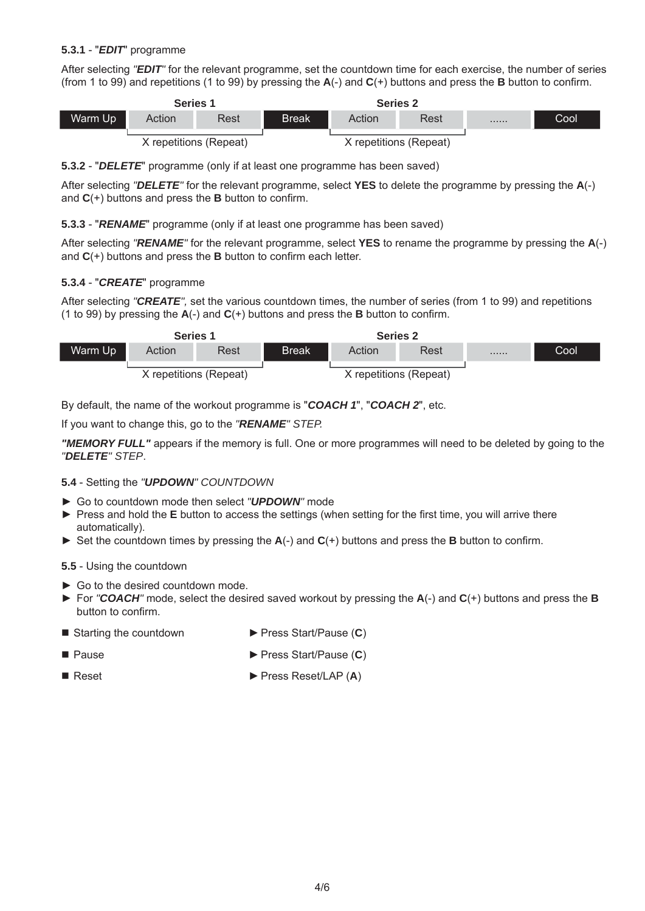**5.3.1** - "***EDIT***" programme

After selecting *"**EDIT**"* for the relevant programme, set the countdown time for each exercise, the number of series (from 1 to 99) and repetitions (1 to 99) by pressing the **A**(-) and **C**(+) buttons and press the **B** button to confirm.

| | Series 1 | | | Series 2 | | | |
|---|---|---|---|---|---|---|---|
| Warm Up | Action | Rest | Break | Action | Rest | ...... | Cool |
| | X repetitions (Repeat) | | | X repetitions (Repeat) | | | |

**5.3.2** - "***DELETE***" programme (only if at least one programme has been saved)

After selecting *"**DELETE**"* for the relevant programme, select **YES** to delete the programme by pressing the **A**(-) and **C**(+) buttons and press the **B** button to confirm.

**5.3.3** - "***RENAME***" programme (only if at least one programme has been saved)

After selecting *"**RENAME**"* for the relevant programme, select **YES** to rename the programme by pressing the **A**(-) and **C**(+) buttons and press the **B** button to confirm each letter.

**5.3.4** - "***CREATE***" programme

After selecting *"**CREATE**",* set the various countdown times, the number of series (from 1 to 99) and repetitions (1 to 99) by pressing the **A**(-) and **C**(+) buttons and press the **B** button to confirm.

| | Series 1 | | | Series 2 | | | |
|---|---|---|---|---|---|---|---|
| Warm Up | Action | Rest | Break | Action | Rest | ...... | Cool |
| | X repetitions (Repeat) | | | X repetitions (Repeat) | | | |

By default, the name of the workout programme is "***COACH 1***", "***COACH 2***", etc.

If you want to change this, go to the *"**RENAME**" STEP.*

***"MEMORY FULL"*** appears if the memory is full. One or more programmes will need to be deleted by going to the *"**DELETE**" STEP*.

**5.4** - Setting the *"**UPDOWN**" COUNTDOWN*

- ► Go to countdown mode then select *"**UPDOWN**"* mode
- ► Press and hold the **E** button to access the settings (when setting for the first time, you will arrive there automatically).
- ► Set the countdown times by pressing the **A**(-) and **C**(+) buttons and press the **B** button to confirm.

**5.5** - Using the countdown

- ► Go to the desired countdown mode.
- ► For *"**COACH**"* mode, select the desired saved workout by pressing the **A**(-) and **C**(+) buttons and press the **B** button to confirm.

| | |
|---|---|
| ■ Starting the countdown | ► Press Start/Pause (**C**) |
| ■ Pause | ► Press Start/Pause (**C**) |
| ■ Reset | ► Press Reset/LAP (**A**) |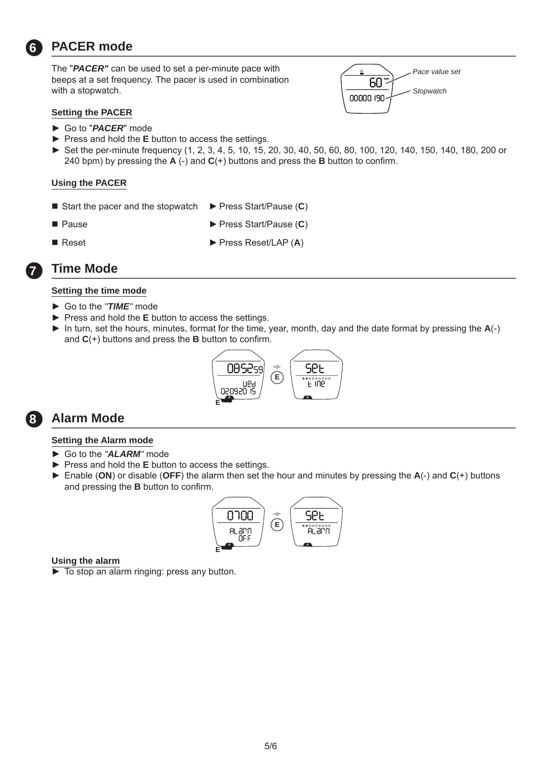## 6 PACER mode

The "***PACER"*** can be used to set a per-minute pace with beeps at a set frequency. The pacer is used in combination with a stopwatch.

Pace value set

Stopwatch

### Setting the PACER

- ► Go to "***PACER***" mode
- ► Press and hold the **E** button to access the settings.
- ► Set the per-minute frequency (1, 2, 3, 4, 5, 10, 15, 20, 30, 40, 50, 60, 80, 100, 120, 140, 150, 140, 180, 200 or 240 bpm) by pressing the **A** (-) and **C**(+) buttons and press the **B** button to confirm.

### Using the PACER

| | |
|---|---|
| ■ Start the pacer and the stopwatch | ► Press Start/Pause (**C**) |
| ■ Pause | ► Press Start/Pause (**C**) |
| ■ Reset | ► Press Reset/LAP (**A**) |

## 7 Time Mode

### Setting the time mode

- ► Go to the *"**TIME**"* mode
- ► Press and hold the **E** button to access the settings.
- ► In turn, set the hours, minutes, format for the time, year, month, day and the date format by pressing the **A**(-) and **C**(+) buttons and press the **B** button to confirm.

## 8 Alarm Mode

### Setting the Alarm mode

- ► Go to the *"**ALARM**"* mode
- ► Press and hold the **E** button to access the settings.
- ► Enable (**ON**) or disable (**OFF**) the alarm then set the hour and minutes by pressing the **A**(-) and **C**(+) buttons and pressing the **B** button to confirm.

### Using the alarm

- ► To stop an alarm ringing: press any button.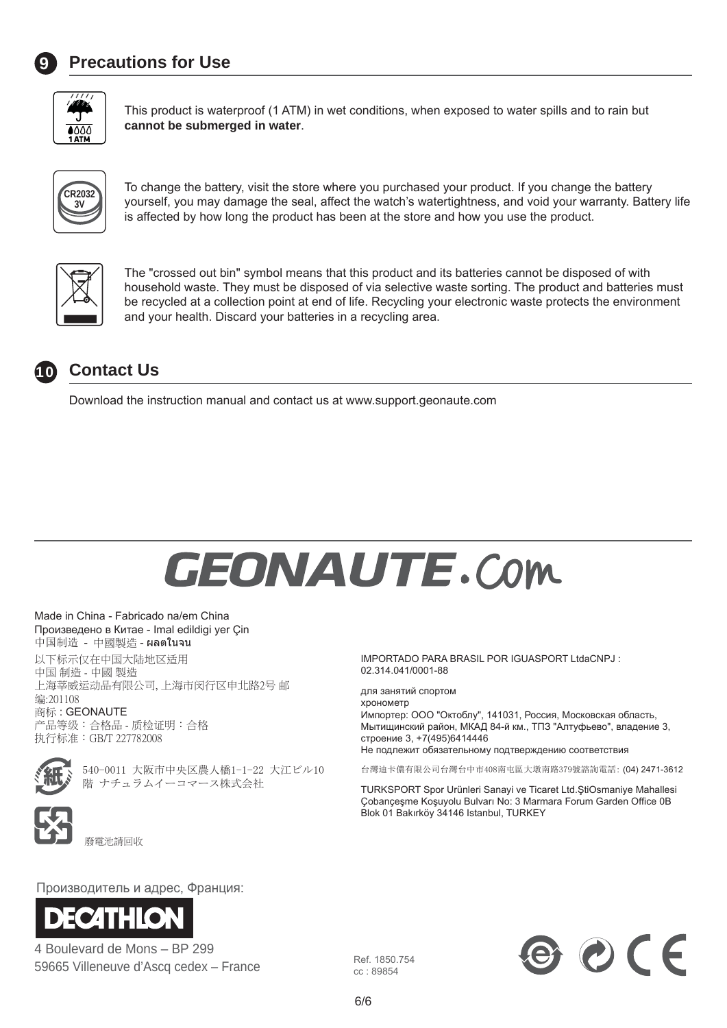## 9 Precautions for Use

This product is waterproof (1 ATM) in wet conditions, when exposed to water spills and to rain but **cannot be submerged in water**.

To change the battery, visit the store where you purchased your product. If you change the battery yourself, you may damage the seal, affect the watch's watertightness, and void your warranty. Battery life is affected by how long the product has been at the store and how you use the product.

The "crossed out bin" symbol means that this product and its batteries cannot be disposed of with household waste. They must be disposed of via selective waste sorting. The product and batteries must be recycled at a collection point at end of life. Recycling your electronic waste protects the environment and your health. Discard your batteries in a recycling area.

## 10 Contact Us

Download the instruction manual and contact us at www.support.geonaute.com

GEONAUTE.com

Made in China - Fabricado na/em China
Произведено в Китае - Imal edildigi yer Çin
中国制造 - 中國製造 - ผลิตในจีน
以下标示仅在中国大陆地区适用
中国 制造 - 中國 製造
上海莘威运动品有限公司, 上海市闵行区申北路2号 邮编:201108
商标 : GEONAUTE
产品等级：合格品 - 质检证明：合格
执行标准：GB/T 227782008

540-0011 大阪市中央区農人橋1-1-22 大江ビル10階 ナチュラムイーコマース株式会社

廢電池請回收

IMPORTADO PARA BRASIL POR IGUASPORT LtdaCNPJ : 02.314.041/0001-88

для занятий спортом
хронометр
Импортер: ООО "Октоблу", 141031, Россия, Московская область, Мытищинский район, МКАД 84-й км., ТПЗ "Алтуфьево", владение 3, строение 3, +7(495)6414446
Не подлежит обязательному подтверждению соответствия

台灣迪卡儂有限公司台灣台中市408南屯區大墩南路379號諮詢電話: (04) 2471-3612

TURKSPORT Spor Urünleri Sanayi ve Ticaret Ltd.ŞtiOsmaniye Mahallesi Çobançeşme Koşuyolu Bulvarı No: 3 Marmara Forum Garden Office 0B Blok 01 Bakırköy 34146 Istanbul, TURKEY

Производитель и адрес, Франция:

DECATHLON

4 Boulevard de Mons – BP 299
59665 Villeneuve d'Ascq cedex – France

Ref. 1850.754
cc : 89854